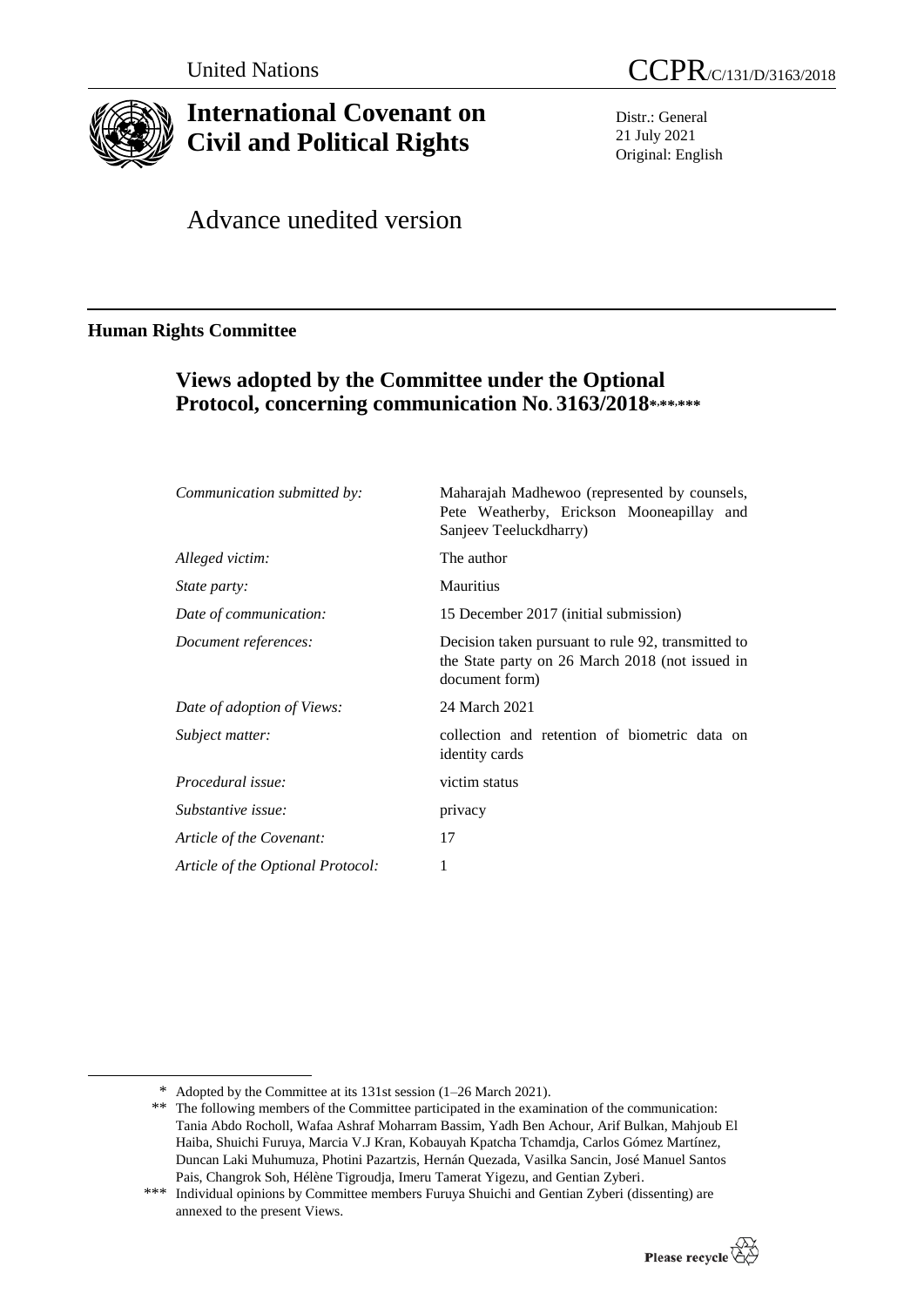United Nations CCPR/C/131/D/3163/2018

# International Covenant on Civil and Political Rights

Distr.: General
21 July 2021
Original: English

Advance unedited version

**Human Rights Committee**

## Views adopted by the Committee under the Optional Protocol, concerning communication No. 3163/2018*,**,***

| | |
|---|---|
| *Communication submitted by:* | Maharajah Madhewoo (represented by counsels, Pete Weatherby, Erickson Mooneapillay and Sanjeev Teeluckdharry) |
| *Alleged victim:* | The author |
| *State party:* | Mauritius |
| *Date of communication:* | 15 December 2017 (initial submission) |
| *Document references:* | Decision taken pursuant to rule 92, transmitted to the State party on 26 March 2018 (not issued in document form) |
| *Date of adoption of Views:* | 24 March 2021 |
| *Subject matter:* | collection and retention of biometric data on identity cards |
| *Procedural issue:* | victim status |
| *Substantive issue:* | privacy |
| *Article of the Covenant:* | 17 |
| *Article of the Optional Protocol:* | 1 |

\* Adopted by the Committee at its 131st session (1–26 March 2021).

\*\* The following members of the Committee participated in the examination of the communication: Tania Abdo Rocholl, Wafaa Ashraf Moharram Bassim, Yadh Ben Achour, Arif Bulkan, Mahjoub El Haiba, Shuichi Furuya, Marcia V.J Kran, Kobauyah Kpatcha Tchamdja, Carlos Gómez Martínez, Duncan Laki Muhumuza, Photini Pazartzis, Hernán Quezada, Vasilka Sancin, José Manuel Santos Pais, Changrok Soh, Hélène Tigroudja, Imeru Tamerat Yigezu, and Gentian Zyberi.

\*\*\* Individual opinions by Committee members Furuya Shuichi and Gentian Zyberi (dissenting) are annexed to the present Views.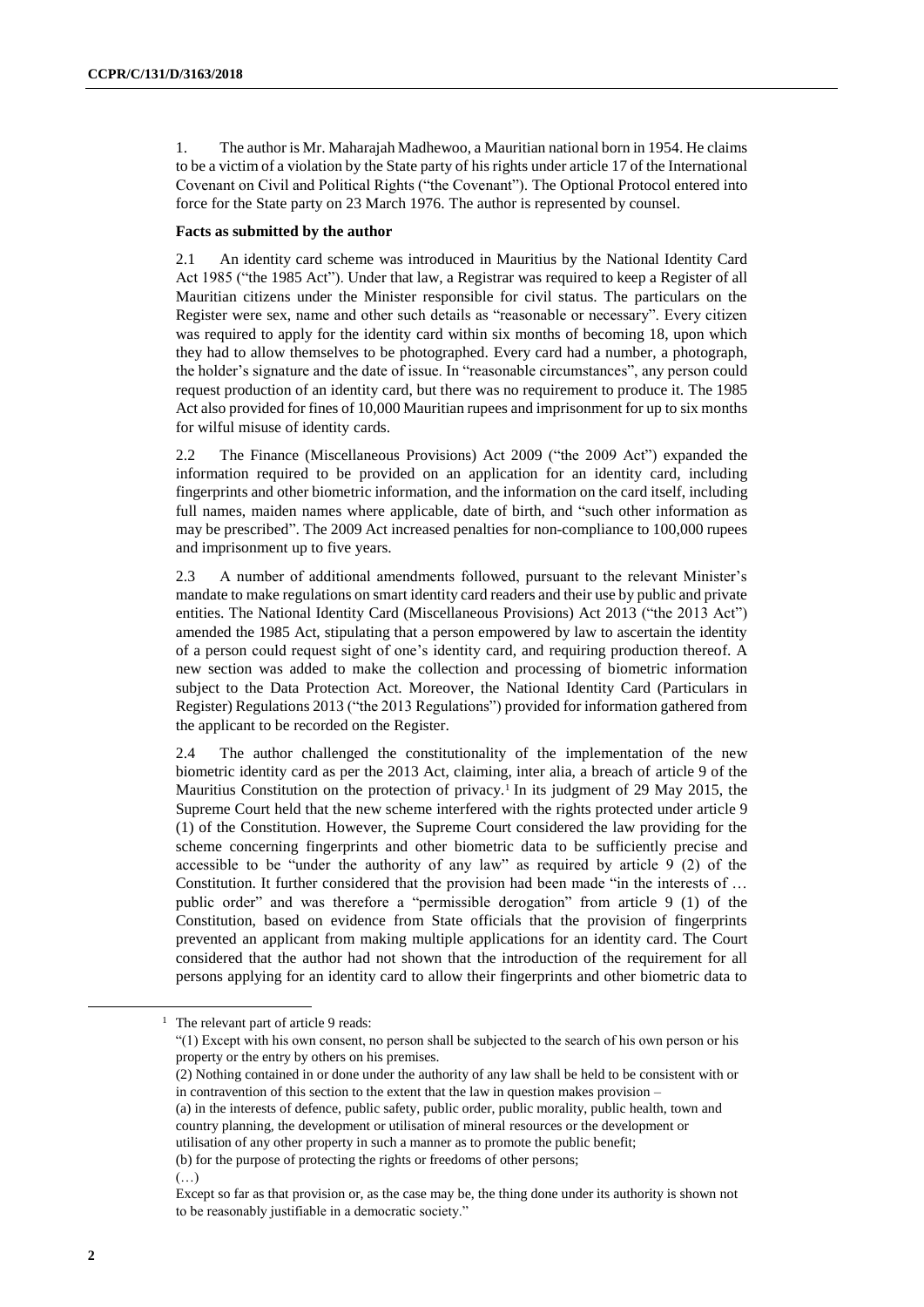1. The author is Mr. Maharajah Madhewoo, a Mauritian national born in 1954. He claims to be a victim of a violation by the State party of his rights under article 17 of the International Covenant on Civil and Political Rights ("the Covenant"). The Optional Protocol entered into force for the State party on 23 March 1976. The author is represented by counsel.

**Facts as submitted by the author**

2.1 An identity card scheme was introduced in Mauritius by the National Identity Card Act 1985 ("the 1985 Act"). Under that law, a Registrar was required to keep a Register of all Mauritian citizens under the Minister responsible for civil status. The particulars on the Register were sex, name and other such details as "reasonable or necessary". Every citizen was required to apply for the identity card within six months of becoming 18, upon which they had to allow themselves to be photographed. Every card had a number, a photograph, the holder's signature and the date of issue. In "reasonable circumstances", any person could request production of an identity card, but there was no requirement to produce it. The 1985 Act also provided for fines of 10,000 Mauritian rupees and imprisonment for up to six months for wilful misuse of identity cards.

2.2 The Finance (Miscellaneous Provisions) Act 2009 ("the 2009 Act") expanded the information required to be provided on an application for an identity card, including fingerprints and other biometric information, and the information on the card itself, including full names, maiden names where applicable, date of birth, and "such other information as may be prescribed". The 2009 Act increased penalties for non-compliance to 100,000 rupees and imprisonment up to five years.

2.3 A number of additional amendments followed, pursuant to the relevant Minister's mandate to make regulations on smart identity card readers and their use by public and private entities. The National Identity Card (Miscellaneous Provisions) Act 2013 ("the 2013 Act") amended the 1985 Act, stipulating that a person empowered by law to ascertain the identity of a person could request sight of one's identity card, and requiring production thereof. A new section was added to make the collection and processing of biometric information subject to the Data Protection Act. Moreover, the National Identity Card (Particulars in Register) Regulations 2013 ("the 2013 Regulations") provided for information gathered from the applicant to be recorded on the Register.

2.4 The author challenged the constitutionality of the implementation of the new biometric identity card as per the 2013 Act, claiming, inter alia, a breach of article 9 of the Mauritius Constitution on the protection of privacy.[1] In its judgment of 29 May 2015, the Supreme Court held that the new scheme interfered with the rights protected under article 9 (1) of the Constitution. However, the Supreme Court considered the law providing for the scheme concerning fingerprints and other biometric data to be sufficiently precise and accessible to be "under the authority of any law" as required by article 9 (2) of the Constitution. It further considered that the provision had been made "in the interests of … public order" and was therefore a "permissible derogation" from article 9 (1) of the Constitution, based on evidence from State officials that the provision of fingerprints prevented an applicant from making multiple applications for an identity card. The Court considered that the author had not shown that the introduction of the requirement for all persons applying for an identity card to allow their fingerprints and other biometric data to

---

[1] The relevant part of article 9 reads:

"(1) Except with his own consent, no person shall be subjected to the search of his own person or his property or the entry by others on his premises.

(2) Nothing contained in or done under the authority of any law shall be held to be consistent with or in contravention of this section to the extent that the law in question makes provision –

(a) in the interests of defence, public safety, public order, public morality, public health, town and country planning, the development or utilisation of mineral resources or the development or utilisation of any other property in such a manner as to promote the public benefit;

(b) for the purpose of protecting the rights or freedoms of other persons;

(…)

Except so far as that provision or, as the case may be, the thing done under its authority is shown not to be reasonably justifiable in a democratic society."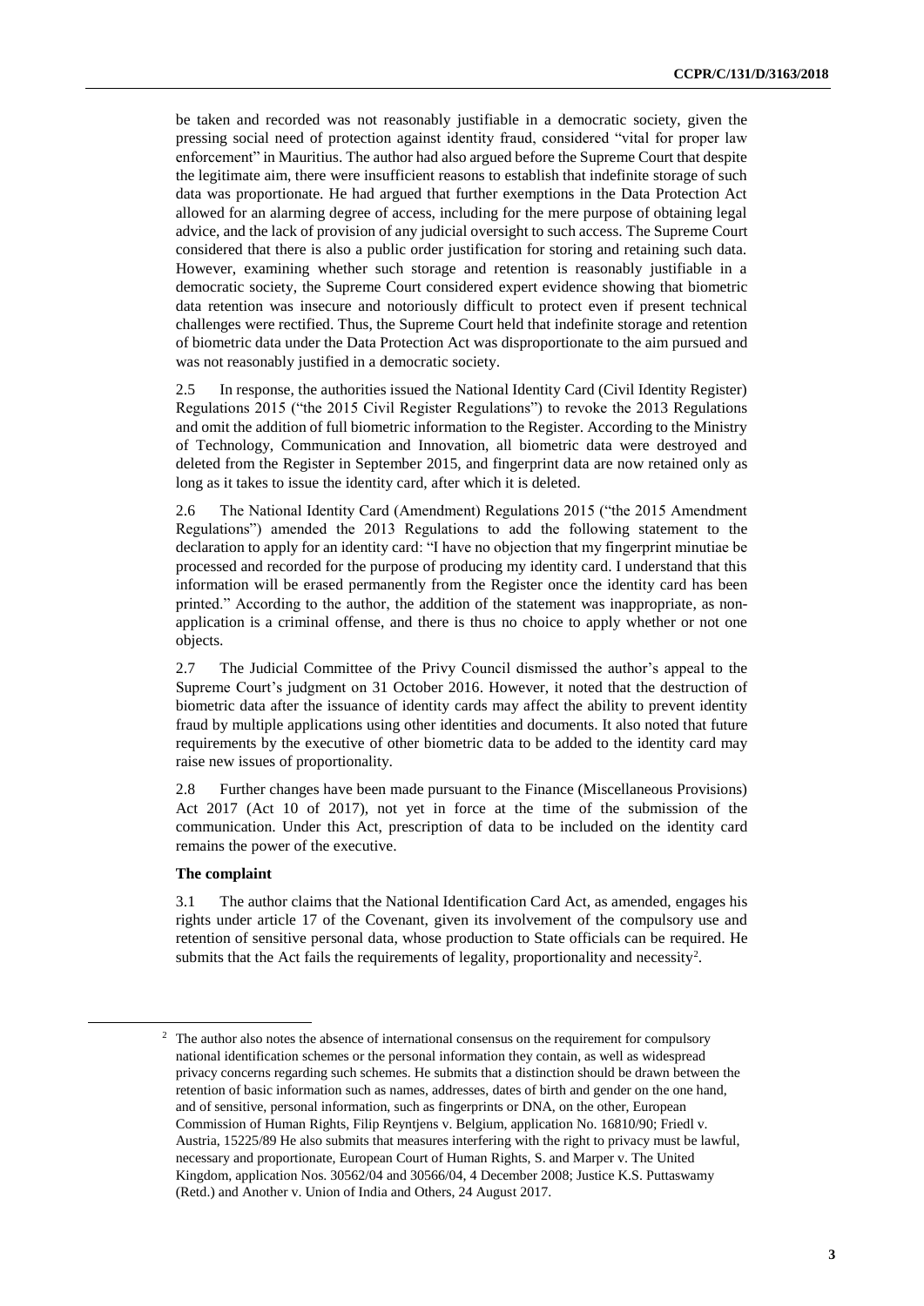be taken and recorded was not reasonably justifiable in a democratic society, given the pressing social need of protection against identity fraud, considered "vital for proper law enforcement" in Mauritius. The author had also argued before the Supreme Court that despite the legitimate aim, there were insufficient reasons to establish that indefinite storage of such data was proportionate. He had argued that further exemptions in the Data Protection Act allowed for an alarming degree of access, including for the mere purpose of obtaining legal advice, and the lack of provision of any judicial oversight to such access. The Supreme Court considered that there is also a public order justification for storing and retaining such data. However, examining whether such storage and retention is reasonably justifiable in a democratic society, the Supreme Court considered expert evidence showing that biometric data retention was insecure and notoriously difficult to protect even if present technical challenges were rectified. Thus, the Supreme Court held that indefinite storage and retention of biometric data under the Data Protection Act was disproportionate to the aim pursued and was not reasonably justified in a democratic society.

2.5 In response, the authorities issued the National Identity Card (Civil Identity Register) Regulations 2015 ("the 2015 Civil Register Regulations") to revoke the 2013 Regulations and omit the addition of full biometric information to the Register. According to the Ministry of Technology, Communication and Innovation, all biometric data were destroyed and deleted from the Register in September 2015, and fingerprint data are now retained only as long as it takes to issue the identity card, after which it is deleted.

2.6 The National Identity Card (Amendment) Regulations 2015 ("the 2015 Amendment Regulations") amended the 2013 Regulations to add the following statement to the declaration to apply for an identity card: "I have no objection that my fingerprint minutiae be processed and recorded for the purpose of producing my identity card. I understand that this information will be erased permanently from the Register once the identity card has been printed." According to the author, the addition of the statement was inappropriate, as non-application is a criminal offense, and there is thus no choice to apply whether or not one objects.

2.7 The Judicial Committee of the Privy Council dismissed the author's appeal to the Supreme Court's judgment on 31 October 2016. However, it noted that the destruction of biometric data after the issuance of identity cards may affect the ability to prevent identity fraud by multiple applications using other identities and documents. It also noted that future requirements by the executive of other biometric data to be added to the identity card may raise new issues of proportionality.

2.8 Further changes have been made pursuant to the Finance (Miscellaneous Provisions) Act 2017 (Act 10 of 2017), not yet in force at the time of the submission of the communication. Under this Act, prescription of data to be included on the identity card remains the power of the executive.

### The complaint

3.1 The author claims that the National Identification Card Act, as amended, engages his rights under article 17 of the Covenant, given its involvement of the compulsory use and retention of sensitive personal data, whose production to State officials can be required. He submits that the Act fails the requirements of legality, proportionality and necessity[2].

[2] The author also notes the absence of international consensus on the requirement for compulsory national identification schemes or the personal information they contain, as well as widespread privacy concerns regarding such schemes. He submits that a distinction should be drawn between the retention of basic information such as names, addresses, dates of birth and gender on the one hand, and of sensitive, personal information, such as fingerprints or DNA, on the other, European Commission of Human Rights, Filip Reyntjens v. Belgium, application No. 16810/90; Friedl v. Austria, 15225/89 He also submits that measures interfering with the right to privacy must be lawful, necessary and proportionate, European Court of Human Rights, S. and Marper v. The United Kingdom, application Nos. 30562/04 and 30566/04, 4 December 2008; Justice K.S. Puttaswamy (Retd.) and Another v. Union of India and Others, 24 August 2017.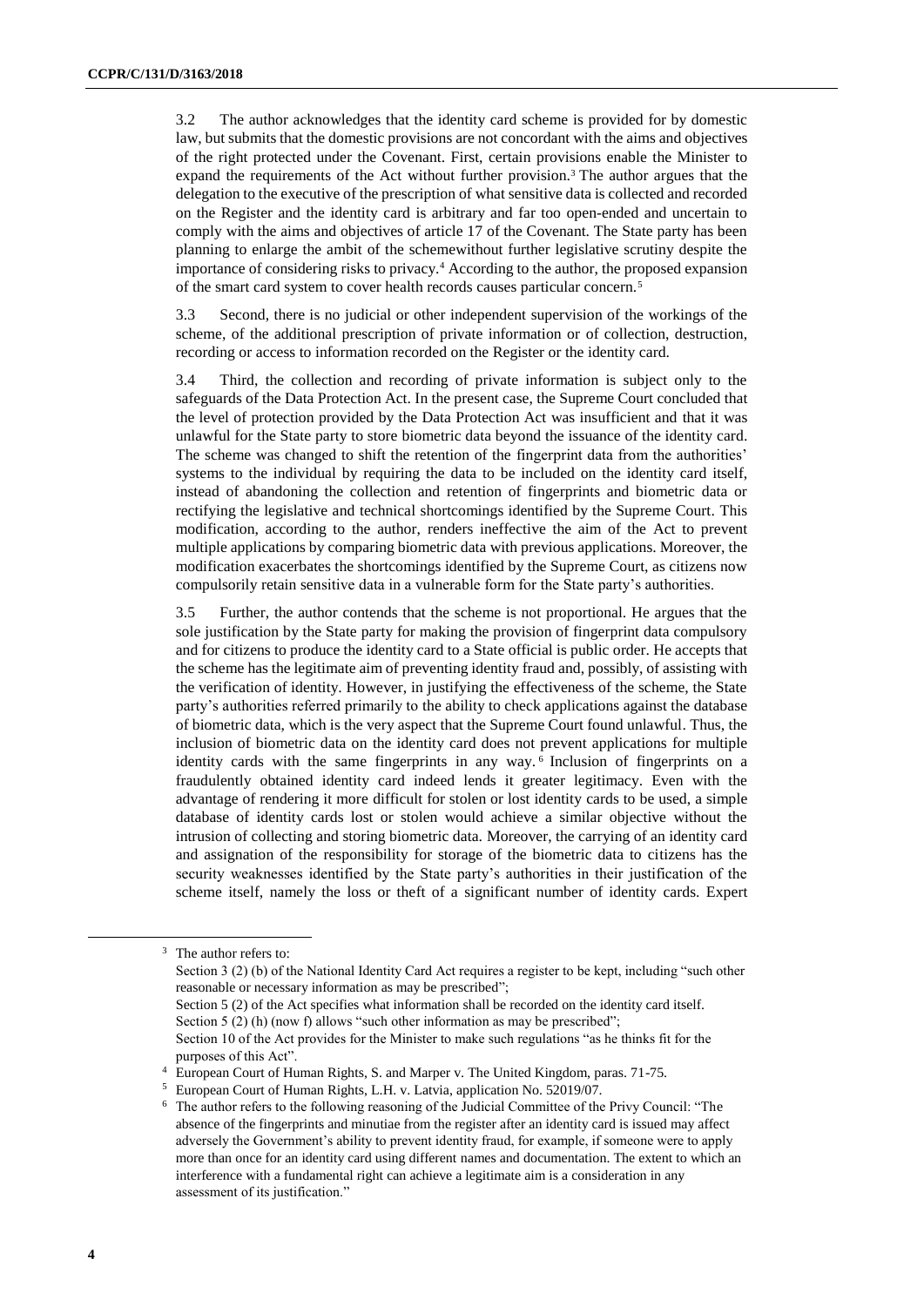3.2 The author acknowledges that the identity card scheme is provided for by domestic law, but submits that the domestic provisions are not concordant with the aims and objectives of the right protected under the Covenant. First, certain provisions enable the Minister to expand the requirements of the Act without further provision.[3] The author argues that the delegation to the executive of the prescription of what sensitive data is collected and recorded on the Register and the identity card is arbitrary and far too open-ended and uncertain to comply with the aims and objectives of article 17 of the Covenant. The State party has been planning to enlarge the ambit of the schemewithout further legislative scrutiny despite the importance of considering risks to privacy.[4] According to the author, the proposed expansion of the smart card system to cover health records causes particular concern.[5]

3.3 Second, there is no judicial or other independent supervision of the workings of the scheme, of the additional prescription of private information or of collection, destruction, recording or access to information recorded on the Register or the identity card.

3.4 Third, the collection and recording of private information is subject only to the safeguards of the Data Protection Act. In the present case, the Supreme Court concluded that the level of protection provided by the Data Protection Act was insufficient and that it was unlawful for the State party to store biometric data beyond the issuance of the identity card. The scheme was changed to shift the retention of the fingerprint data from the authorities' systems to the individual by requiring the data to be included on the identity card itself, instead of abandoning the collection and retention of fingerprints and biometric data or rectifying the legislative and technical shortcomings identified by the Supreme Court. This modification, according to the author, renders ineffective the aim of the Act to prevent multiple applications by comparing biometric data with previous applications. Moreover, the modification exacerbates the shortcomings identified by the Supreme Court, as citizens now compulsorily retain sensitive data in a vulnerable form for the State party's authorities.

3.5 Further, the author contends that the scheme is not proportional. He argues that the sole justification by the State party for making the provision of fingerprint data compulsory and for citizens to produce the identity card to a State official is public order. He accepts that the scheme has the legitimate aim of preventing identity fraud and, possibly, of assisting with the verification of identity. However, in justifying the effectiveness of the scheme, the State party's authorities referred primarily to the ability to check applications against the database of biometric data, which is the very aspect that the Supreme Court found unlawful. Thus, the inclusion of biometric data on the identity card does not prevent applications for multiple identity cards with the same fingerprints in any way.[6] Inclusion of fingerprints on a fraudulently obtained identity card indeed lends it greater legitimacy. Even with the advantage of rendering it more difficult for stolen or lost identity cards to be used, a simple database of identity cards lost or stolen would achieve a similar objective without the intrusion of collecting and storing biometric data. Moreover, the carrying of an identity card and assignation of the responsibility for storage of the biometric data to citizens has the security weaknesses identified by the State party's authorities in their justification of the scheme itself, namely the loss or theft of a significant number of identity cards. Expert

---

[3] The author refers to:
Section 3 (2) (b) of the National Identity Card Act requires a register to be kept, including "such other reasonable or necessary information as may be prescribed";
Section 5 (2) of the Act specifies what information shall be recorded on the identity card itself.
Section 5 (2) (h) (now f) allows "such other information as may be prescribed";
Section 10 of the Act provides for the Minister to make such regulations "as he thinks fit for the purposes of this Act".

[4] European Court of Human Rights, S. and Marper v. The United Kingdom, paras. 71-75.

[5] European Court of Human Rights, L.H. v. Latvia, application No. 52019/07.

[6] The author refers to the following reasoning of the Judicial Committee of the Privy Council: "The absence of the fingerprints and minutiae from the register after an identity card is issued may affect adversely the Government's ability to prevent identity fraud, for example, if someone were to apply more than once for an identity card using different names and documentation. The extent to which an interference with a fundamental right can achieve a legitimate aim is a consideration in any assessment of its justification."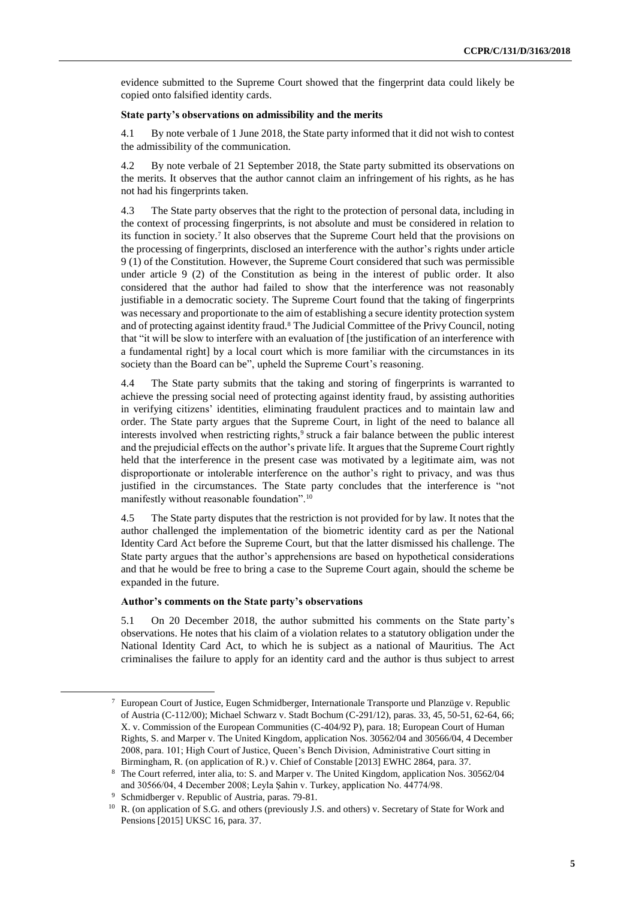evidence submitted to the Supreme Court showed that the fingerprint data could likely be copied onto falsified identity cards.

### State party's observations on admissibility and the merits

4.1 By note verbale of 1 June 2018, the State party informed that it did not wish to contest the admissibility of the communication.

4.2 By note verbale of 21 September 2018, the State party submitted its observations on the merits. It observes that the author cannot claim an infringement of his rights, as he has not had his fingerprints taken.

4.3 The State party observes that the right to the protection of personal data, including in the context of processing fingerprints, is not absolute and must be considered in relation to its function in society.[7] It also observes that the Supreme Court held that the provisions on the processing of fingerprints, disclosed an interference with the author's rights under article 9 (1) of the Constitution. However, the Supreme Court considered that such was permissible under article 9 (2) of the Constitution as being in the interest of public order. It also considered that the author had failed to show that the interference was not reasonably justifiable in a democratic society. The Supreme Court found that the taking of fingerprints was necessary and proportionate to the aim of establishing a secure identity protection system and of protecting against identity fraud.[8] The Judicial Committee of the Privy Council, noting that "it will be slow to interfere with an evaluation of [the justification of an interference with a fundamental right] by a local court which is more familiar with the circumstances in its society than the Board can be", upheld the Supreme Court's reasoning.

4.4 The State party submits that the taking and storing of fingerprints is warranted to achieve the pressing social need of protecting against identity fraud, by assisting authorities in verifying citizens' identities, eliminating fraudulent practices and to maintain law and order. The State party argues that the Supreme Court, in light of the need to balance all interests involved when restricting rights,[9] struck a fair balance between the public interest and the prejudicial effects on the author's private life. It argues that the Supreme Court rightly held that the interference in the present case was motivated by a legitimate aim, was not disproportionate or intolerable interference on the author's right to privacy, and was thus justified in the circumstances. The State party concludes that the interference is "not manifestly without reasonable foundation".[10]

4.5 The State party disputes that the restriction is not provided for by law. It notes that the author challenged the implementation of the biometric identity card as per the National Identity Card Act before the Supreme Court, but that the latter dismissed his challenge. The State party argues that the author's apprehensions are based on hypothetical considerations and that he would be free to bring a case to the Supreme Court again, should the scheme be expanded in the future.

### Author's comments on the State party's observations

5.1 On 20 December 2018, the author submitted his comments on the State party's observations. He notes that his claim of a violation relates to a statutory obligation under the National Identity Card Act, to which he is subject as a national of Mauritius. The Act criminalises the failure to apply for an identity card and the author is thus subject to arrest

---

[7] European Court of Justice, Eugen Schmidberger, Internationale Transporte und Planzüge v. Republic of Austria (C-112/00); Michael Schwarz v. Stadt Bochum (C-291/12), paras. 33, 45, 50-51, 62-64, 66; X. v. Commission of the European Communities (C-404/92 P), para. 18; European Court of Human Rights, S. and Marper v. The United Kingdom, application Nos. 30562/04 and 30566/04, 4 December 2008, para. 101; High Court of Justice, Queen's Bench Division, Administrative Court sitting in Birmingham, R. (on application of R.) v. Chief of Constable [2013] EWHC 2864, para. 37.

[8] The Court referred, inter alia, to: S. and Marper v. The United Kingdom, application Nos. 30562/04 and 30566/04, 4 December 2008; Leyla Şahin v. Turkey, application No. 44774/98.

[9] Schmidberger v. Republic of Austria, paras. 79-81.

[10] R. (on application of S.G. and others (previously J.S. and others) v. Secretary of State for Work and Pensions [2015] UKSC 16, para. 37.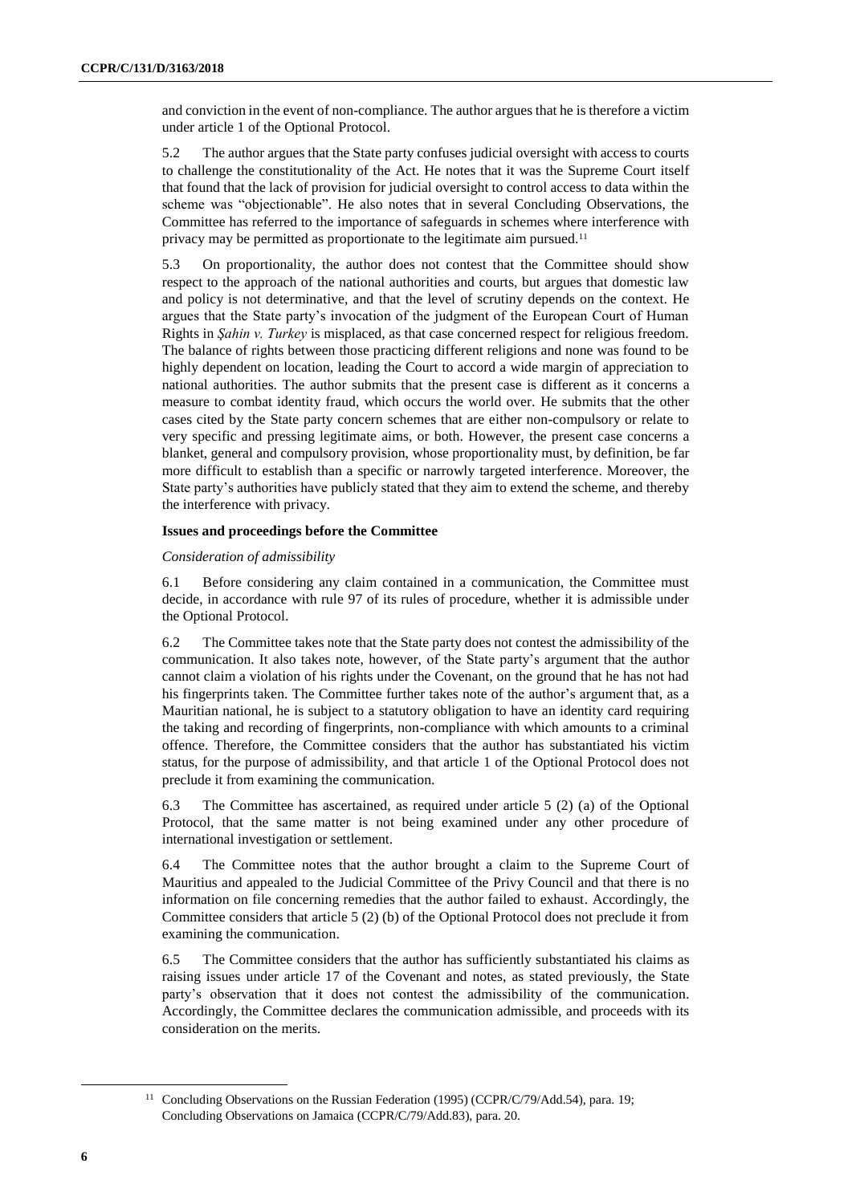and conviction in the event of non-compliance. The author argues that he is therefore a victim under article 1 of the Optional Protocol.

5.2 The author argues that the State party confuses judicial oversight with access to courts to challenge the constitutionality of the Act. He notes that it was the Supreme Court itself that found that the lack of provision for judicial oversight to control access to data within the scheme was "objectionable". He also notes that in several Concluding Observations, the Committee has referred to the importance of safeguards in schemes where interference with privacy may be permitted as proportionate to the legitimate aim pursued.[11]

5.3 On proportionality, the author does not contest that the Committee should show respect to the approach of the national authorities and courts, but argues that domestic law and policy is not determinative, and that the level of scrutiny depends on the context. He argues that the State party's invocation of the judgment of the European Court of Human Rights in *Şahin v. Turkey* is misplaced, as that case concerned respect for religious freedom. The balance of rights between those practicing different religions and none was found to be highly dependent on location, leading the Court to accord a wide margin of appreciation to national authorities. The author submits that the present case is different as it concerns a measure to combat identity fraud, which occurs the world over. He submits that the other cases cited by the State party concern schemes that are either non-compulsory or relate to very specific and pressing legitimate aims, or both. However, the present case concerns a blanket, general and compulsory provision, whose proportionality must, by definition, be far more difficult to establish than a specific or narrowly targeted interference. Moreover, the State party's authorities have publicly stated that they aim to extend the scheme, and thereby the interference with privacy.

**Issues and proceedings before the Committee**

*Consideration of admissibility*

6.1 Before considering any claim contained in a communication, the Committee must decide, in accordance with rule 97 of its rules of procedure, whether it is admissible under the Optional Protocol.

6.2 The Committee takes note that the State party does not contest the admissibility of the communication. It also takes note, however, of the State party's argument that the author cannot claim a violation of his rights under the Covenant, on the ground that he has not had his fingerprints taken. The Committee further takes note of the author's argument that, as a Mauritian national, he is subject to a statutory obligation to have an identity card requiring the taking and recording of fingerprints, non-compliance with which amounts to a criminal offence. Therefore, the Committee considers that the author has substantiated his victim status, for the purpose of admissibility, and that article 1 of the Optional Protocol does not preclude it from examining the communication.

6.3 The Committee has ascertained, as required under article 5 (2) (a) of the Optional Protocol, that the same matter is not being examined under any other procedure of international investigation or settlement.

6.4 The Committee notes that the author brought a claim to the Supreme Court of Mauritius and appealed to the Judicial Committee of the Privy Council and that there is no information on file concerning remedies that the author failed to exhaust. Accordingly, the Committee considers that article 5 (2) (b) of the Optional Protocol does not preclude it from examining the communication.

6.5 The Committee considers that the author has sufficiently substantiated his claims as raising issues under article 17 of the Covenant and notes, as stated previously, the State party's observation that it does not contest the admissibility of the communication. Accordingly, the Committee declares the communication admissible, and proceeds with its consideration on the merits.

[11] Concluding Observations on the Russian Federation (1995) (CCPR/C/79/Add.54), para. 19; Concluding Observations on Jamaica (CCPR/C/79/Add.83), para. 20.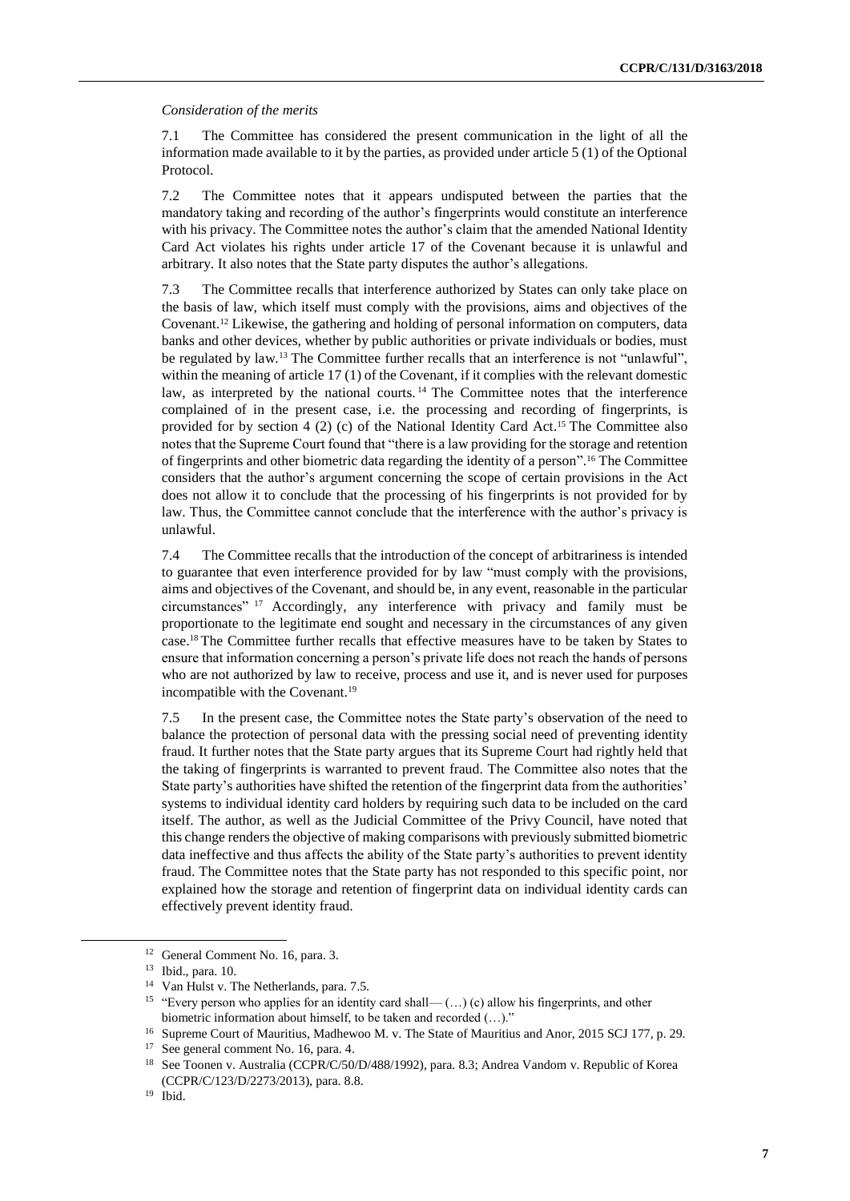*Consideration of the merits*

7.1 The Committee has considered the present communication in the light of all the information made available to it by the parties, as provided under article 5 (1) of the Optional Protocol.

7.2 The Committee notes that it appears undisputed between the parties that the mandatory taking and recording of the author's fingerprints would constitute an interference with his privacy. The Committee notes the author's claim that the amended National Identity Card Act violates his rights under article 17 of the Covenant because it is unlawful and arbitrary. It also notes that the State party disputes the author's allegations.

7.3 The Committee recalls that interference authorized by States can only take place on the basis of law, which itself must comply with the provisions, aims and objectives of the Covenant.[12] Likewise, the gathering and holding of personal information on computers, data banks and other devices, whether by public authorities or private individuals or bodies, must be regulated by law.[13] The Committee further recalls that an interference is not "unlawful", within the meaning of article 17 (1) of the Covenant, if it complies with the relevant domestic law, as interpreted by the national courts.[14] The Committee notes that the interference complained of in the present case, i.e. the processing and recording of fingerprints, is provided for by section 4 (2) (c) of the National Identity Card Act.[15] The Committee also notes that the Supreme Court found that "there is a law providing for the storage and retention of fingerprints and other biometric data regarding the identity of a person".[16] The Committee considers that the author's argument concerning the scope of certain provisions in the Act does not allow it to conclude that the processing of his fingerprints is not provided for by law. Thus, the Committee cannot conclude that the interference with the author's privacy is unlawful.

7.4 The Committee recalls that the introduction of the concept of arbitrariness is intended to guarantee that even interference provided for by law "must comply with the provisions, aims and objectives of the Covenant, and should be, in any event, reasonable in the particular circumstances" [17] Accordingly, any interference with privacy and family must be proportionate to the legitimate end sought and necessary in the circumstances of any given case.[18] The Committee further recalls that effective measures have to be taken by States to ensure that information concerning a person's private life does not reach the hands of persons who are not authorized by law to receive, process and use it, and is never used for purposes incompatible with the Covenant.[19]

7.5 In the present case, the Committee notes the State party's observation of the need to balance the protection of personal data with the pressing social need of preventing identity fraud. It further notes that the State party argues that its Supreme Court had rightly held that the taking of fingerprints is warranted to prevent fraud. The Committee also notes that the State party's authorities have shifted the retention of the fingerprint data from the authorities' systems to individual identity card holders by requiring such data to be included on the card itself. The author, as well as the Judicial Committee of the Privy Council, have noted that this change renders the objective of making comparisons with previously submitted biometric data ineffective and thus affects the ability of the State party's authorities to prevent identity fraud. The Committee notes that the State party has not responded to this specific point, nor explained how the storage and retention of fingerprint data on individual identity cards can effectively prevent identity fraud.

---

[12] General Comment No. 16, para. 3.

[13] Ibid., para. 10.

[14] Van Hulst v. The Netherlands, para. 7.5.

[15] "Every person who applies for an identity card shall— (…) (c) allow his fingerprints, and other biometric information about himself, to be taken and recorded (…)."

[16] Supreme Court of Mauritius, Madhewoo M. v. The State of Mauritius and Anor, 2015 SCJ 177, p. 29.

[17] See general comment No. 16, para. 4.

[18] See Toonen v. Australia (CCPR/C/50/D/488/1992), para. 8.3; Andrea Vandom v. Republic of Korea (CCPR/C/123/D/2273/2013), para. 8.8.

[19] Ibid.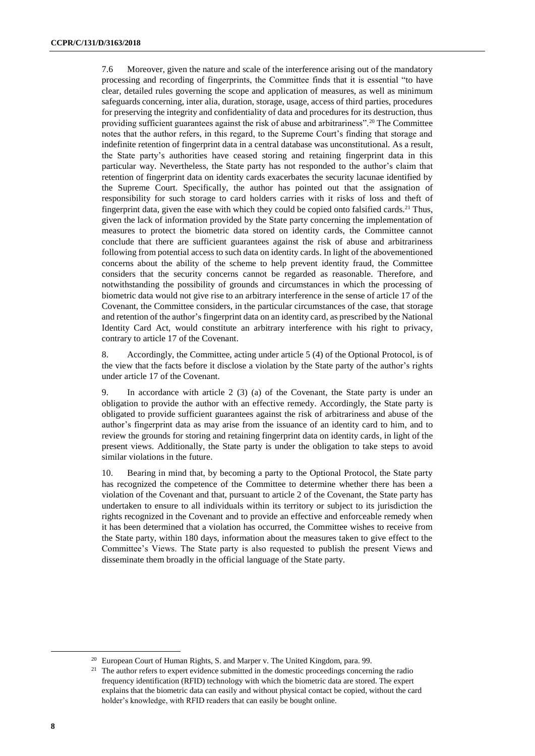7.6 Moreover, given the nature and scale of the interference arising out of the mandatory processing and recording of fingerprints, the Committee finds that it is essential "to have clear, detailed rules governing the scope and application of measures, as well as minimum safeguards concerning, inter alia, duration, storage, usage, access of third parties, procedures for preserving the integrity and confidentiality of data and procedures for its destruction, thus providing sufficient guarantees against the risk of abuse and arbitrariness".[20] The Committee notes that the author refers, in this regard, to the Supreme Court's finding that storage and indefinite retention of fingerprint data in a central database was unconstitutional. As a result, the State party's authorities have ceased storing and retaining fingerprint data in this particular way. Nevertheless, the State party has not responded to the author's claim that retention of fingerprint data on identity cards exacerbates the security lacunae identified by the Supreme Court. Specifically, the author has pointed out that the assignation of responsibility for such storage to card holders carries with it risks of loss and theft of fingerprint data, given the ease with which they could be copied onto falsified cards.[21] Thus, given the lack of information provided by the State party concerning the implementation of measures to protect the biometric data stored on identity cards, the Committee cannot conclude that there are sufficient guarantees against the risk of abuse and arbitrariness following from potential access to such data on identity cards. In light of the abovementioned concerns about the ability of the scheme to help prevent identity fraud, the Committee considers that the security concerns cannot be regarded as reasonable. Therefore, and notwithstanding the possibility of grounds and circumstances in which the processing of biometric data would not give rise to an arbitrary interference in the sense of article 17 of the Covenant, the Committee considers, in the particular circumstances of the case, that storage and retention of the author's fingerprint data on an identity card, as prescribed by the National Identity Card Act, would constitute an arbitrary interference with his right to privacy, contrary to article 17 of the Covenant.

8. Accordingly, the Committee, acting under article 5 (4) of the Optional Protocol, is of the view that the facts before it disclose a violation by the State party of the author's rights under article 17 of the Covenant.

9. In accordance with article 2 (3) (a) of the Covenant, the State party is under an obligation to provide the author with an effective remedy. Accordingly, the State party is obligated to provide sufficient guarantees against the risk of arbitrariness and abuse of the author's fingerprint data as may arise from the issuance of an identity card to him, and to review the grounds for storing and retaining fingerprint data on identity cards, in light of the present views. Additionally, the State party is under the obligation to take steps to avoid similar violations in the future.

10. Bearing in mind that, by becoming a party to the Optional Protocol, the State party has recognized the competence of the Committee to determine whether there has been a violation of the Covenant and that, pursuant to article 2 of the Covenant, the State party has undertaken to ensure to all individuals within its territory or subject to its jurisdiction the rights recognized in the Covenant and to provide an effective and enforceable remedy when it has been determined that a violation has occurred, the Committee wishes to receive from the State party, within 180 days, information about the measures taken to give effect to the Committee's Views. The State party is also requested to publish the present Views and disseminate them broadly in the official language of the State party.

---

[20] European Court of Human Rights, S. and Marper v. The United Kingdom, para. 99.

[21] The author refers to expert evidence submitted in the domestic proceedings concerning the radio frequency identification (RFID) technology with which the biometric data are stored. The expert explains that the biometric data can easily and without physical contact be copied, without the card holder's knowledge, with RFID readers that can easily be bought online.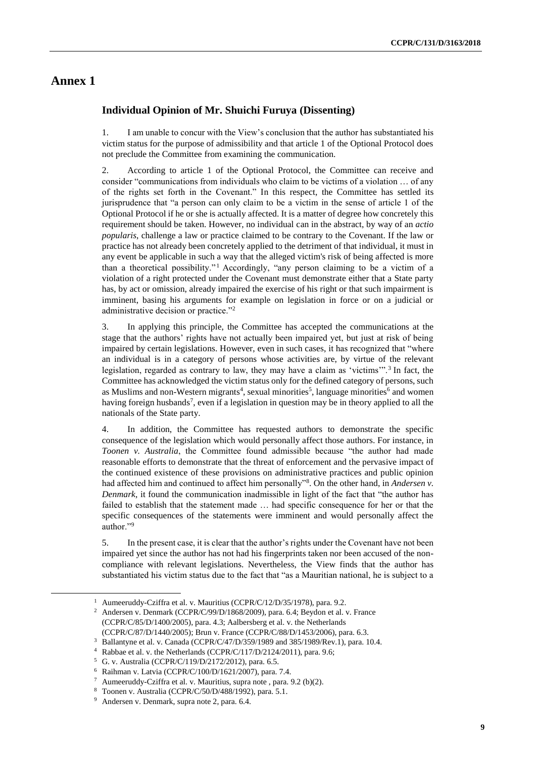# Annex 1

## Individual Opinion of Mr. Shuichi Furuya (Dissenting)

1. I am unable to concur with the View's conclusion that the author has substantiated his victim status for the purpose of admissibility and that article 1 of the Optional Protocol does not preclude the Committee from examining the communication.

2. According to article 1 of the Optional Protocol, the Committee can receive and consider "communications from individuals who claim to be victims of a violation … of any of the rights set forth in the Covenant." In this respect, the Committee has settled its jurisprudence that "a person can only claim to be a victim in the sense of article 1 of the Optional Protocol if he or she is actually affected. It is a matter of degree how concretely this requirement should be taken. However, no individual can in the abstract, by way of an *actio popularis*, challenge a law or practice claimed to be contrary to the Covenant. If the law or practice has not already been concretely applied to the detriment of that individual, it must in any event be applicable in such a way that the alleged victim's risk of being affected is more than a theoretical possibility."[1] Accordingly, "any person claiming to be a victim of a violation of a right protected under the Covenant must demonstrate either that a State party has, by act or omission, already impaired the exercise of his right or that such impairment is imminent, basing his arguments for example on legislation in force or on a judicial or administrative decision or practice."[2]

3. In applying this principle, the Committee has accepted the communications at the stage that the authors' rights have not actually been impaired yet, but just at risk of being impaired by certain legislations. However, even in such cases, it has recognized that "where an individual is in a category of persons whose activities are, by virtue of the relevant legislation, regarded as contrary to law, they may have a claim as 'victims'".[3] In fact, the Committee has acknowledged the victim status only for the defined category of persons, such as Muslims and non-Western migrants[4], sexual minorities[5], language minorities[6] and women having foreign husbands[7], even if a legislation in question may be in theory applied to all the nationals of the State party.

4. In addition, the Committee has requested authors to demonstrate the specific consequence of the legislation which would personally affect those authors. For instance, in *Toonen v. Australia*, the Committee found admissible because "the author had made reasonable efforts to demonstrate that the threat of enforcement and the pervasive impact of the continued existence of these provisions on administrative practices and public opinion had affected him and continued to affect him personally"[8]. On the other hand, in *Andersen v. Denmark*, it found the communication inadmissible in light of the fact that "the author has failed to establish that the statement made … had specific consequence for her or that the specific consequences of the statements were imminent and would personally affect the author."[9]

5. In the present case, it is clear that the author's rights under the Covenant have not been impaired yet since the author has not had his fingerprints taken nor been accused of the non-compliance with relevant legislations. Nevertheless, the View finds that the author has substantiated his victim status due to the fact that "as a Mauritian national, he is subject to a

---

[1] Aumeeruddy-Cziffra et al. v. Mauritius (CCPR/C/12/D/35/1978), para. 9.2.

[2] Andersen v. Denmark (CCPR/C/99/D/1868/2009), para. 6.4; Beydon et al. v. France (CCPR/C/85/D/1400/2005), para. 4.3; Aalbersberg et al. v. the Netherlands (CCPR/C/87/D/1440/2005); Brun v. France (CCPR/C/88/D/1453/2006), para. 6.3.

[3] Ballantyne et al. v. Canada (CCPR/C/47/D/359/1989 and 385/1989/Rev.1), para. 10.4.

[4] Rabbae et al. v. the Netherlands (CCPR/C/117/D/2124/2011), para. 9.6;

[5] G. v. Australia (CCPR/C/119/D/2172/2012), para. 6.5.

[6] Raihman v. Latvia (CCPR/C/100/D/1621/2007), para. 7.4.

[7] Aumeeruddy-Cziffra et al. v. Mauritius, supra note , para. 9.2 (b)(2).

[8] Toonen v. Australia (CCPR/C/50/D/488/1992), para. 5.1.

[9] Andersen v. Denmark, supra note 2, para. 6.4.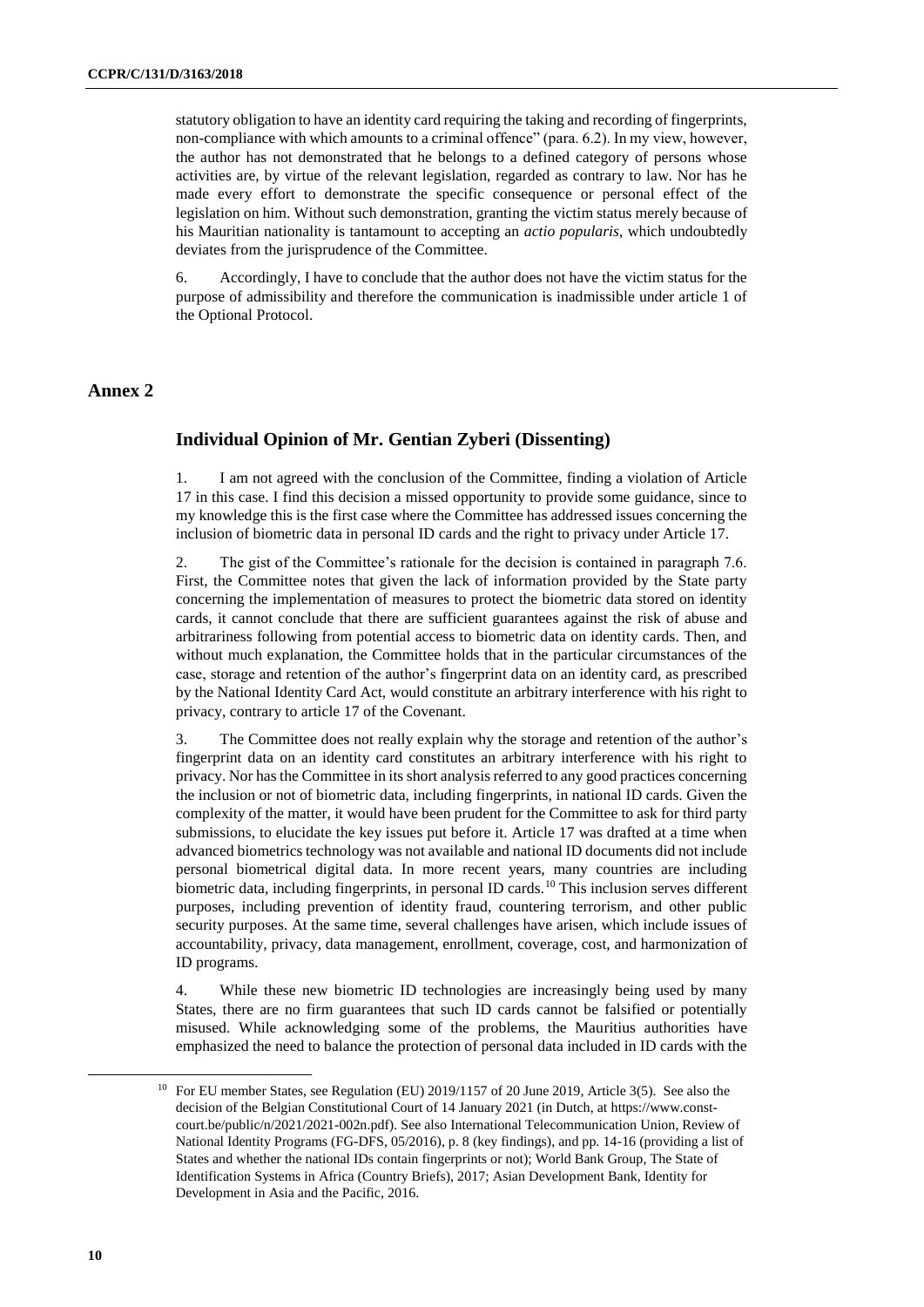statutory obligation to have an identity card requiring the taking and recording of fingerprints, non-compliance with which amounts to a criminal offence" (para. 6.2). In my view, however, the author has not demonstrated that he belongs to a defined category of persons whose activities are, by virtue of the relevant legislation, regarded as contrary to law. Nor has he made every effort to demonstrate the specific consequence or personal effect of the legislation on him. Without such demonstration, granting the victim status merely because of his Mauritian nationality is tantamount to accepting an *actio popularis*, which undoubtedly deviates from the jurisprudence of the Committee.

6. Accordingly, I have to conclude that the author does not have the victim status for the purpose of admissibility and therefore the communication is inadmissible under article 1 of the Optional Protocol.

## Annex 2

### Individual Opinion of Mr. Gentian Zyberi (Dissenting)

1. I am not agreed with the conclusion of the Committee, finding a violation of Article 17 in this case. I find this decision a missed opportunity to provide some guidance, since to my knowledge this is the first case where the Committee has addressed issues concerning the inclusion of biometric data in personal ID cards and the right to privacy under Article 17.

2. The gist of the Committee's rationale for the decision is contained in paragraph 7.6. First, the Committee notes that given the lack of information provided by the State party concerning the implementation of measures to protect the biometric data stored on identity cards, it cannot conclude that there are sufficient guarantees against the risk of abuse and arbitrariness following from potential access to biometric data on identity cards. Then, and without much explanation, the Committee holds that in the particular circumstances of the case, storage and retention of the author's fingerprint data on an identity card, as prescribed by the National Identity Card Act, would constitute an arbitrary interference with his right to privacy, contrary to article 17 of the Covenant.

3. The Committee does not really explain why the storage and retention of the author's fingerprint data on an identity card constitutes an arbitrary interference with his right to privacy. Nor has the Committee in its short analysis referred to any good practices concerning the inclusion or not of biometric data, including fingerprints, in national ID cards. Given the complexity of the matter, it would have been prudent for the Committee to ask for third party submissions, to elucidate the key issues put before it. Article 17 was drafted at a time when advanced biometrics technology was not available and national ID documents did not include personal biometrical digital data. In more recent years, many countries are including biometric data, including fingerprints, in personal ID cards.[10] This inclusion serves different purposes, including prevention of identity fraud, countering terrorism, and other public security purposes. At the same time, several challenges have arisen, which include issues of accountability, privacy, data management, enrollment, coverage, cost, and harmonization of ID programs.

4. While these new biometric ID technologies are increasingly being used by many States, there are no firm guarantees that such ID cards cannot be falsified or potentially misused. While acknowledging some of the problems, the Mauritius authorities have emphasized the need to balance the protection of personal data included in ID cards with the

[10] For EU member States, see Regulation (EU) 2019/1157 of 20 June 2019, Article 3(5). See also the decision of the Belgian Constitutional Court of 14 January 2021 (in Dutch, at https://www.const-court.be/public/n/2021/2021-002n.pdf). See also International Telecommunication Union, Review of National Identity Programs (FG-DFS, 05/2016), p. 8 (key findings), and pp. 14-16 (providing a list of States and whether the national IDs contain fingerprints or not); World Bank Group, The State of Identification Systems in Africa (Country Briefs), 2017; Asian Development Bank, Identity for Development in Asia and the Pacific, 2016.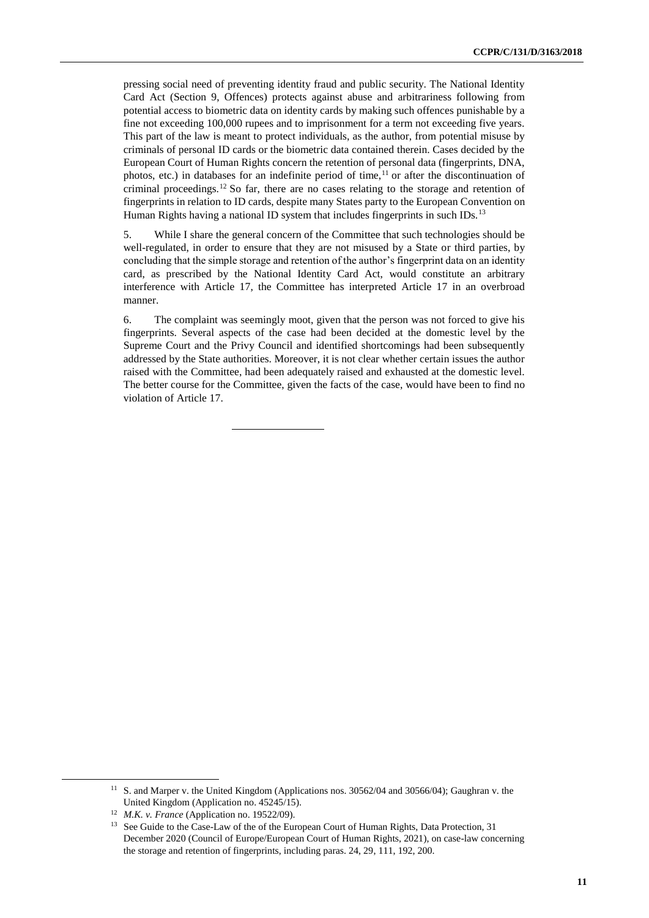pressing social need of preventing identity fraud and public security. The National Identity Card Act (Section 9, Offences) protects against abuse and arbitrariness following from potential access to biometric data on identity cards by making such offences punishable by a fine not exceeding 100,000 rupees and to imprisonment for a term not exceeding five years. This part of the law is meant to protect individuals, as the author, from potential misuse by criminals of personal ID cards or the biometric data contained therein. Cases decided by the European Court of Human Rights concern the retention of personal data (fingerprints, DNA, photos, etc.) in databases for an indefinite period of time,[11] or after the discontinuation of criminal proceedings.[12] So far, there are no cases relating to the storage and retention of fingerprints in relation to ID cards, despite many States party to the European Convention on Human Rights having a national ID system that includes fingerprints in such IDs.[13]

5. While I share the general concern of the Committee that such technologies should be well-regulated, in order to ensure that they are not misused by a State or third parties, by concluding that the simple storage and retention of the author's fingerprint data on an identity card, as prescribed by the National Identity Card Act, would constitute an arbitrary interference with Article 17, the Committee has interpreted Article 17 in an overbroad manner.

6. The complaint was seemingly moot, given that the person was not forced to give his fingerprints. Several aspects of the case had been decided at the domestic level by the Supreme Court and the Privy Council and identified shortcomings had been subsequently addressed by the State authorities. Moreover, it is not clear whether certain issues the author raised with the Committee, had been adequately raised and exhausted at the domestic level. The better course for the Committee, given the facts of the case, would have been to find no violation of Article 17.

---

[11] S. and Marper v. the United Kingdom (Applications nos. 30562/04 and 30566/04); Gaughran v. the United Kingdom (Application no. 45245/15).

[12] *M.K. v. France* (Application no. 19522/09).

[13] See Guide to the Case-Law of the of the European Court of Human Rights, Data Protection, 31 December 2020 (Council of Europe/European Court of Human Rights, 2021), on case-law concerning the storage and retention of fingerprints, including paras. 24, 29, 111, 192, 200.